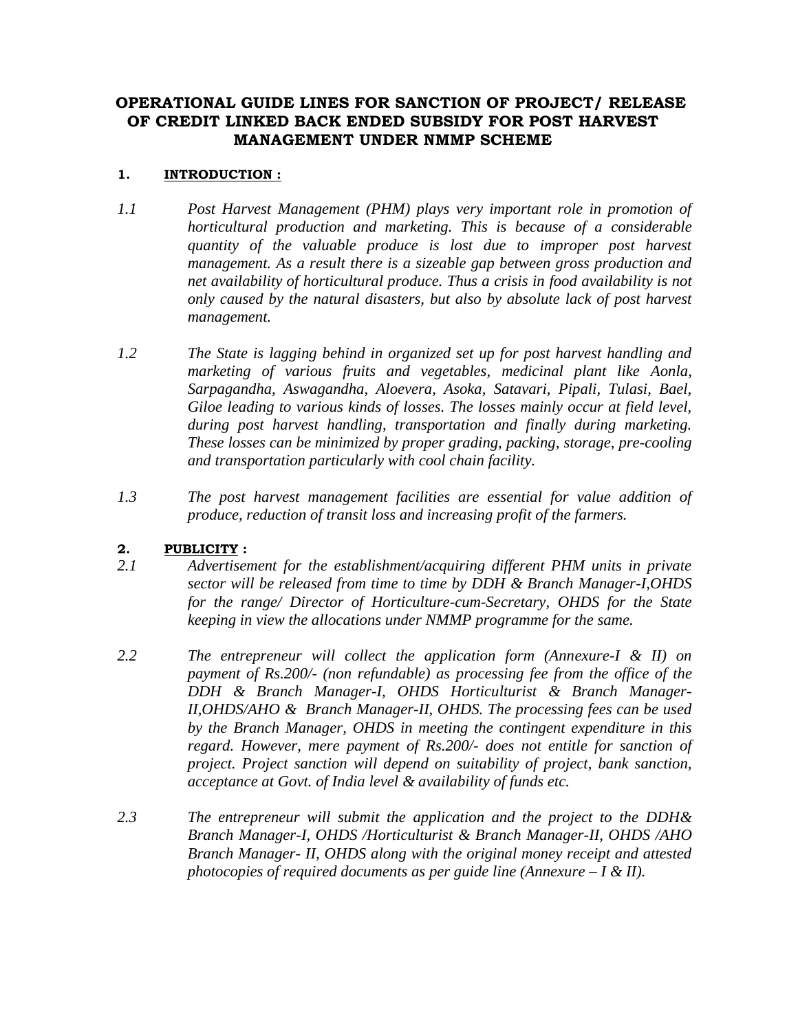# OPERATIONAL GUIDE LINES FOR SANCTION OF PROJECT/ RELEASE OF CREDIT LINKED BACK ENDED SUBSIDY FOR POST HARVEST MANAGEMENT UNDER NMMP SCHEME

## 1. INTRODUCTION :

1.1 *Post Harvest Management (PHM) plays very important role in promotion of horticultural production and marketing. This is because of a considerable quantity of the valuable produce is lost due to improper post harvest management. As a result there is a sizeable gap between gross production and net availability of horticultural produce. Thus a crisis in food availability is not only caused by the natural disasters, but also by absolute lack of post harvest management.*

1.2 *The State is lagging behind in organized set up for post harvest handling and marketing of various fruits and vegetables, medicinal plant like Aonla, Sarpagandha, Aswagandha, Aloevera, Asoka, Satavari, Pipali, Tulasi, Bael, Giloe leading to various kinds of losses. The losses mainly occur at field level, during post harvest handling, transportation and finally during marketing. These losses can be minimized by proper grading, packing, storage, pre-cooling and transportation particularly with cool chain facility.*

1.3 *The post harvest management facilities are essential for value addition of produce, reduction of transit loss and increasing profit of the farmers.*

## 2. PUBLICITY :

2.1 *Advertisement for the establishment/acquiring different PHM units in private sector will be released from time to time by DDH & Branch Manager-I,OHDS for the range/ Director of Horticulture-cum-Secretary, OHDS for the State keeping in view the allocations under NMMP programme for the same.*

2.2 *The entrepreneur will collect the application form (Annexure-I & II) on payment of Rs.200/- (non refundable) as processing fee from the office of the DDH & Branch Manager-I, OHDS Horticulturist & Branch Manager-II,OHDS/AHO & Branch Manager-II, OHDS. The processing fees can be used by the Branch Manager, OHDS in meeting the contingent expenditure in this regard. However, mere payment of Rs.200/- does not entitle for sanction of project. Project sanction will depend on suitability of project, bank sanction, acceptance at Govt. of India level & availability of funds etc.*

2.3 *The entrepreneur will submit the application and the project to the DDH& Branch Manager-I, OHDS /Horticulturist & Branch Manager-II, OHDS /AHO Branch Manager- II, OHDS along with the original money receipt and attested photocopies of required documents as per guide line (Annexure – I & II).*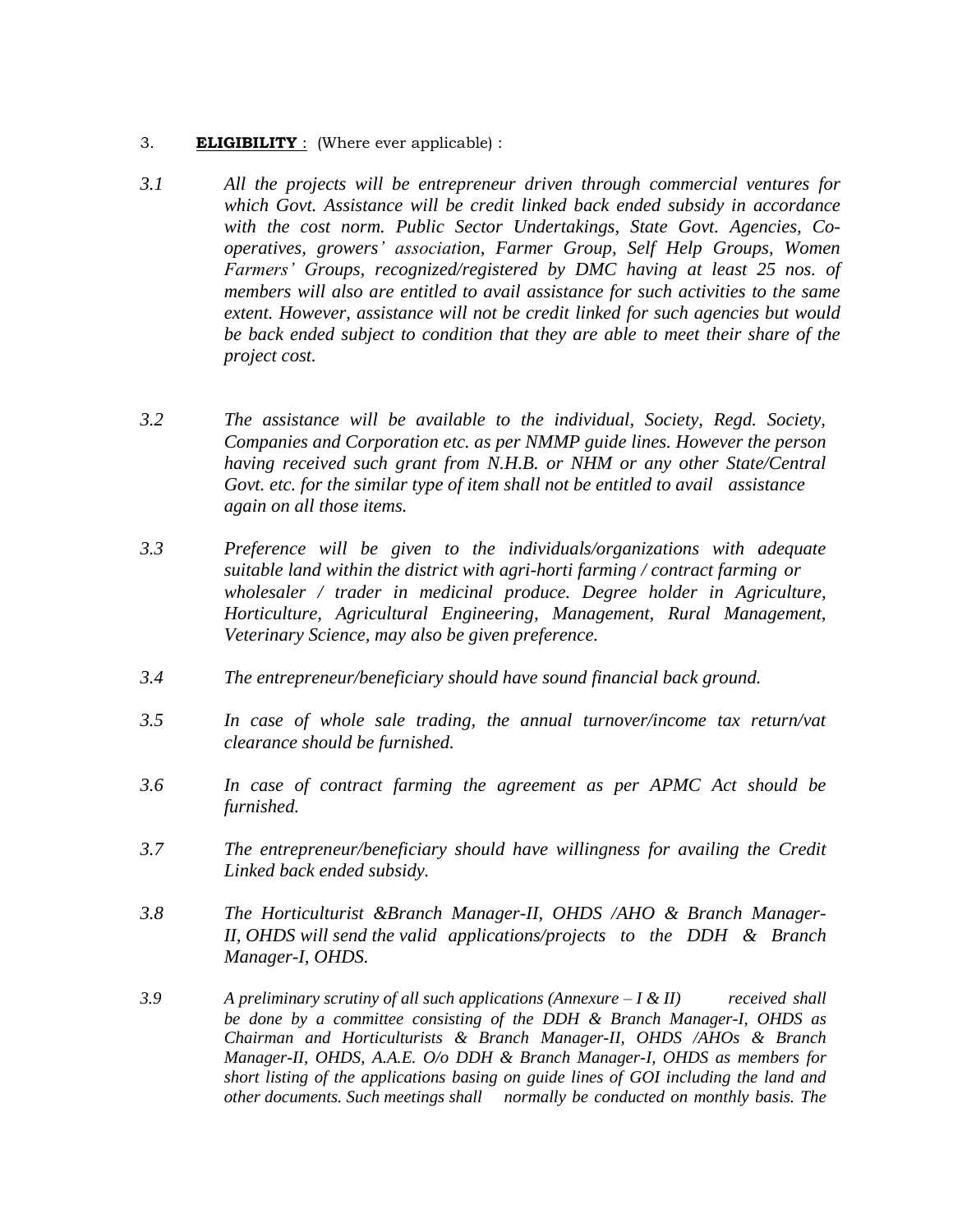3. **ELIGIBILITY** : (Where ever applicable) :

*3.1 All the projects will be entrepreneur driven through commercial ventures for which Govt. Assistance will be credit linked back ended subsidy in accordance with the cost norm. Public Sector Undertakings, State Govt. Agencies, Co-operatives, growers' association, Farmer Group, Self Help Groups, Women Farmers' Groups, recognized/registered by DMC having at least 25 nos. of members will also are entitled to avail assistance for such activities to the same extent. However, assistance will not be credit linked for such agencies but would be back ended subject to condition that they are able to meet their share of the project cost.*

*3.2 The assistance will be available to the individual, Society, Regd. Society, Companies and Corporation etc. as per NMMP guide lines. However the person having received such grant from N.H.B. or NHM or any other State/Central Govt. etc. for the similar type of item shall not be entitled to avail assistance again on all those items.*

*3.3 Preference will be given to the individuals/organizations with adequate suitable land within the district with agri-horti farming / contract farming or wholesaler / trader in medicinal produce. Degree holder in Agriculture, Horticulture, Agricultural Engineering, Management, Rural Management, Veterinary Science, may also be given preference.*

*3.4 The entrepreneur/beneficiary should have sound financial back ground.*

*3.5 In case of whole sale trading, the annual turnover/income tax return/vat clearance should be furnished.*

*3.6 In case of contract farming the agreement as per APMC Act should be furnished.*

*3.7 The entrepreneur/beneficiary should have willingness for availing the Credit Linked back ended subsidy.*

*3.8 The Horticulturist &Branch Manager-II, OHDS /AHO & Branch Manager-II, OHDS will send the valid applications/projects to the DDH & Branch Manager-I, OHDS.*

*3.9 A preliminary scrutiny of all such applications (Annexure – I & II) received shall be done by a committee consisting of the DDH & Branch Manager-I, OHDS as Chairman and Horticulturists & Branch Manager-II, OHDS /AHOs & Branch Manager-II, OHDS, A.A.E. O/o DDH & Branch Manager-I, OHDS as members for short listing of the applications basing on guide lines of GOI including the land and other documents. Such meetings shall normally be conducted on monthly basis. The*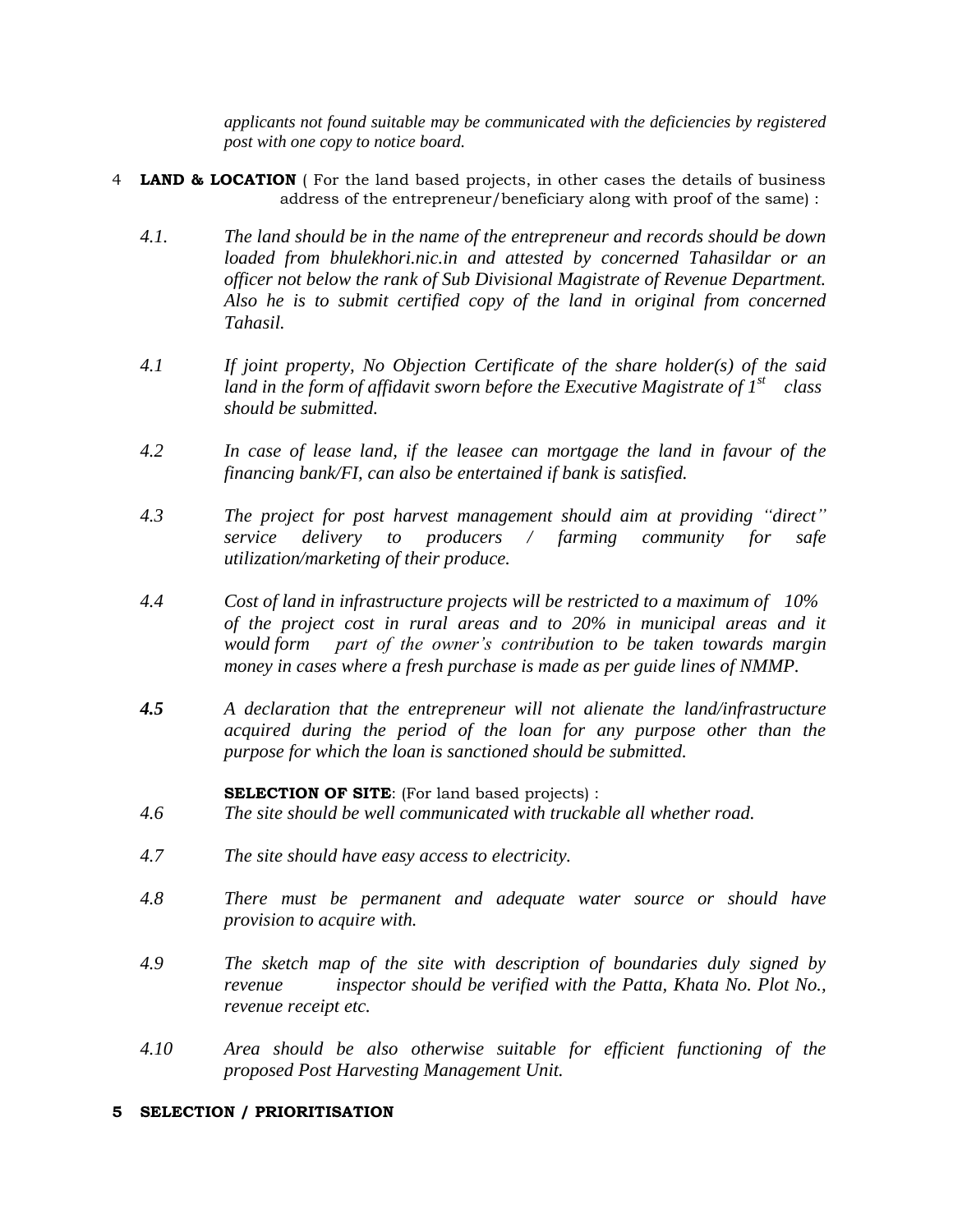*applicants not found suitable may be communicated with the deficiencies by registered post with one copy to notice board.*

4 **LAND & LOCATION** ( For the land based projects, in other cases the details of business address of the entrepreneur/beneficiary along with proof of the same) :

*4.1.* *The land should be in the name of the entrepreneur and records should be down loaded from bhulekhori.nic.in and attested by concerned Tahasildar or an officer not below the rank of Sub Divisional Magistrate of Revenue Department. Also he is to submit certified copy of the land in original from concerned Tahasil.*

*4.1* *If joint property, No Objection Certificate of the share holder(s) of the said land in the form of affidavit sworn before the Executive Magistrate of 1st class should be submitted.*

*4.2* *In case of lease land, if the leasee can mortgage the land in favour of the financing bank/FI, can also be entertained if bank is satisfied.*

*4.3* *The project for post harvest management should aim at providing "direct" service delivery to producers / farming community for safe utilization/marketing of their produce.*

*4.4* *Cost of land in infrastructure projects will be restricted to a maximum of 10% of the project cost in rural areas and to 20% in municipal areas and it would form part of the owner's contribution to be taken towards margin money in cases where a fresh purchase is made as per guide lines of NMMP.*

***4.5*** *A declaration that the entrepreneur will not alienate the land/infrastructure acquired during the period of the loan for any purpose other than the purpose for which the loan is sanctioned should be submitted.*

**SELECTION OF SITE**: (For land based projects) :

*4.6* *The site should be well communicated with truckable all whether road.*

*4.7* *The site should have easy access to electricity.*

*4.8* *There must be permanent and adequate water source or should have provision to acquire with.*

*4.9* *The sketch map of the site with description of boundaries duly signed by revenue inspector should be verified with the Patta, Khata No. Plot No., revenue receipt etc.*

*4.10* *Area should be also otherwise suitable for efficient functioning of the proposed Post Harvesting Management Unit.*

**5 SELECTION / PRIORITISATION**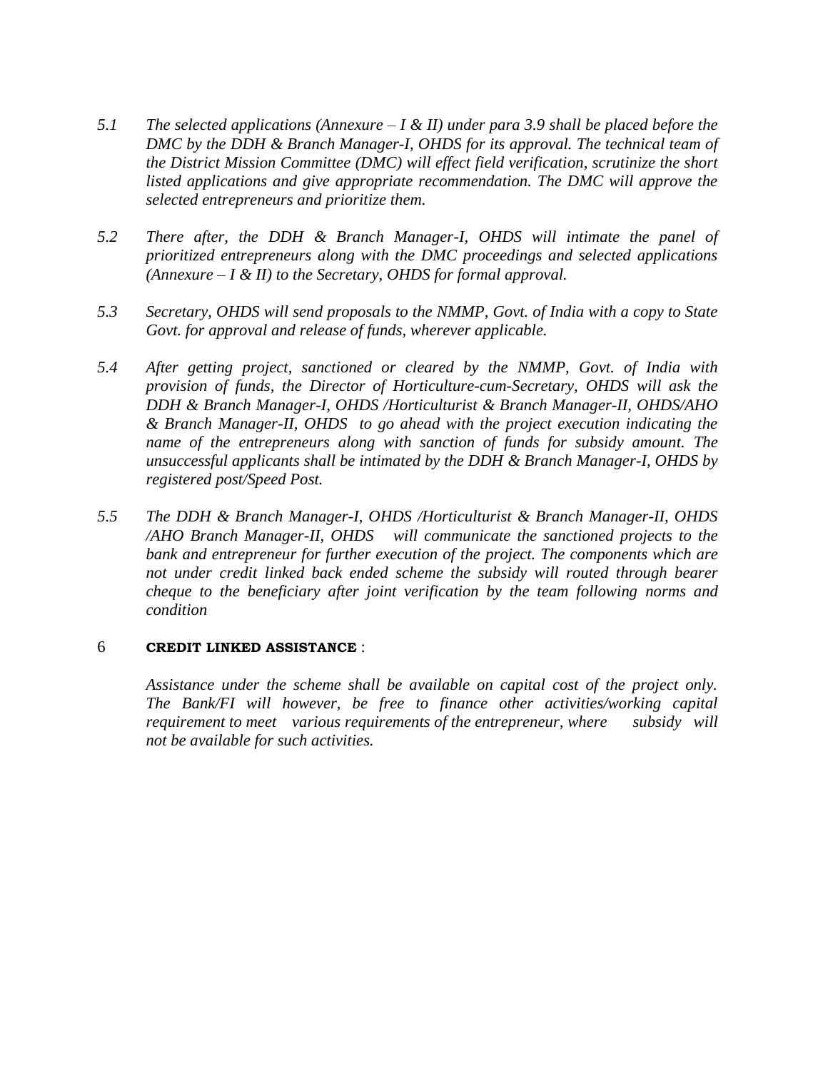*5.1 The selected applications (Annexure – I & II) under para 3.9 shall be placed before the DMC by the DDH & Branch Manager-I, OHDS for its approval. The technical team of the District Mission Committee (DMC) will effect field verification, scrutinize the short listed applications and give appropriate recommendation. The DMC will approve the selected entrepreneurs and prioritize them.*

*5.2 There after, the DDH & Branch Manager-I, OHDS will intimate the panel of prioritized entrepreneurs along with the DMC proceedings and selected applications (Annexure – I & II) to the Secretary, OHDS for formal approval.*

*5.3 Secretary, OHDS will send proposals to the NMMP, Govt. of India with a copy to State Govt. for approval and release of funds, wherever applicable.*

*5.4 After getting project, sanctioned or cleared by the NMMP, Govt. of India with provision of funds, the Director of Horticulture-cum-Secretary, OHDS will ask the DDH & Branch Manager-I, OHDS /Horticulturist & Branch Manager-II, OHDS/AHO & Branch Manager-II, OHDS to go ahead with the project execution indicating the name of the entrepreneurs along with sanction of funds for subsidy amount. The unsuccessful applicants shall be intimated by the DDH & Branch Manager-I, OHDS by registered post/Speed Post.*

*5.5 The DDH & Branch Manager-I, OHDS /Horticulturist & Branch Manager-II, OHDS /AHO Branch Manager-II, OHDS will communicate the sanctioned projects to the bank and entrepreneur for further execution of the project. The components which are not under credit linked back ended scheme the subsidy will routed through bearer cheque to the beneficiary after joint verification by the team following norms and condition*

6 **CREDIT LINKED ASSISTANCE** :

*Assistance under the scheme shall be available on capital cost of the project only. The Bank/FI will however, be free to finance other activities/working capital requirement to meet various requirements of the entrepreneur, where subsidy will not be available for such activities.*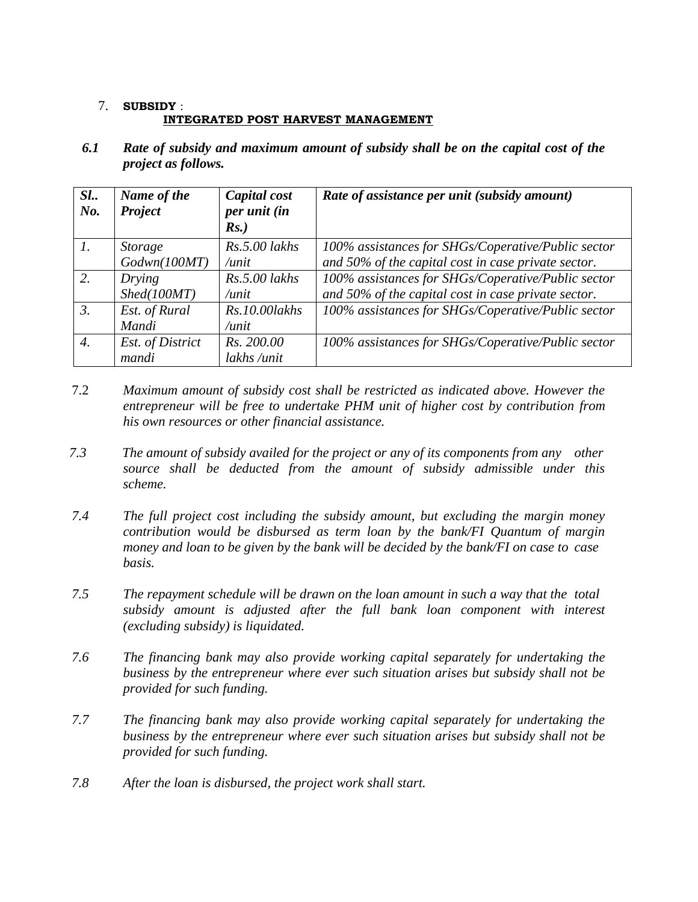7. **SUBSIDY** :
**INTEGRATED POST HARVEST MANAGEMENT**

***6.1 Rate of subsidy and maximum amount of subsidy shall be on the capital cost of the project as follows.***

| ***Sl.. No.*** | ***Name of the Project*** | ***Capital cost per unit (in Rs.)*** | ***Rate of assistance per unit (subsidy amount)*** |
|---|---|---|---|
| *1.* | *Storage Godwn(100MT)* | *Rs.5.00 lakhs /unit* | *100% assistances for SHGs/Coperative/Public sector and 50% of the capital cost in case private sector.* |
| *2.* | *Drying Shed(100MT)* | *Rs.5.00 lakhs /unit* | *100% assistances for SHGs/Coperative/Public sector and 50% of the capital cost in case private sector.* |
| *3.* | *Est. of Rural Mandi* | *Rs.10.00lakhs /unit* | *100% assistances for SHGs/Coperative/Public sector* |
| *4.* | *Est. of District mandi* | *Rs. 200.00 lakhs /unit* | *100% assistances for SHGs/Coperative/Public sector* |

7.2 *Maximum amount of subsidy cost shall be restricted as indicated above. However the entrepreneur will be free to undertake PHM unit of higher cost by contribution from his own resources or other financial assistance.*

*7.3 The amount of subsidy availed for the project or any of its components from any other source shall be deducted from the amount of subsidy admissible under this scheme.*

*7.4 The full project cost including the subsidy amount, but excluding the margin money contribution would be disbursed as term loan by the bank/FI Quantum of margin money and loan to be given by the bank will be decided by the bank/FI on case to case basis.*

*7.5 The repayment schedule will be drawn on the loan amount in such a way that the total subsidy amount is adjusted after the full bank loan component with interest (excluding subsidy) is liquidated.*

*7.6 The financing bank may also provide working capital separately for undertaking the business by the entrepreneur where ever such situation arises but subsidy shall not be provided for such funding.*

*7.7 The financing bank may also provide working capital separately for undertaking the business by the entrepreneur where ever such situation arises but subsidy shall not be provided for such funding.*

*7.8 After the loan is disbursed, the project work shall start.*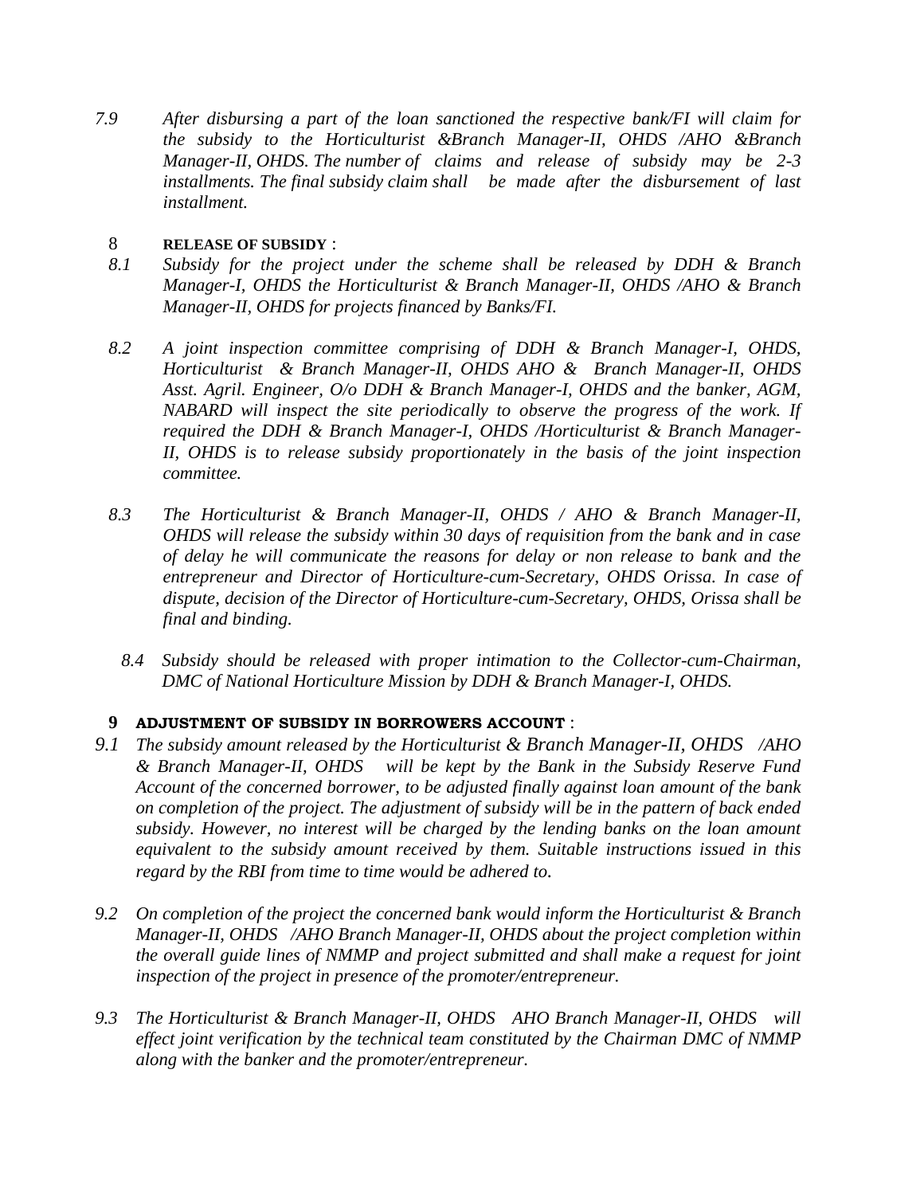7.9 *After disbursing a part of the loan sanctioned the respective bank/FI will claim for the subsidy to the Horticulturist &Branch Manager-II, OHDS /AHO &Branch Manager-II, OHDS. The number of claims and release of subsidy may be 2-3 installments. The final subsidy claim shall be made after the disbursement of last installment.*

## 8 RELEASE OF SUBSIDY :

8.1 *Subsidy for the project under the scheme shall be released by DDH & Branch Manager-I, OHDS the Horticulturist & Branch Manager-II, OHDS /AHO & Branch Manager-II, OHDS for projects financed by Banks/FI.*

8.2 *A joint inspection committee comprising of DDH & Branch Manager-I, OHDS, Horticulturist & Branch Manager-II, OHDS AHO & Branch Manager-II, OHDS Asst. Agril. Engineer, O/o DDH & Branch Manager-I, OHDS and the banker, AGM, NABARD will inspect the site periodically to observe the progress of the work. If required the DDH & Branch Manager-I, OHDS /Horticulturist & Branch Manager-II, OHDS is to release subsidy proportionately in the basis of the joint inspection committee.*

8.3 *The Horticulturist & Branch Manager-II, OHDS / AHO & Branch Manager-II, OHDS will release the subsidy within 30 days of requisition from the bank and in case of delay he will communicate the reasons for delay or non release to bank and the entrepreneur and Director of Horticulture-cum-Secretary, OHDS Orissa. In case of dispute, decision of the Director of Horticulture-cum-Secretary, OHDS, Orissa shall be final and binding.*

8.4 *Subsidy should be released with proper intimation to the Collector-cum-Chairman, DMC of National Horticulture Mission by DDH & Branch Manager-I, OHDS.*

## 9 ADJUSTMENT OF SUBSIDY IN BORROWERS ACCOUNT :

9.1 *The subsidy amount released by the Horticulturist & Branch Manager-II, OHDS /AHO & Branch Manager-II, OHDS will be kept by the Bank in the Subsidy Reserve Fund Account of the concerned borrower, to be adjusted finally against loan amount of the bank on completion of the project. The adjustment of subsidy will be in the pattern of back ended subsidy. However, no interest will be charged by the lending banks on the loan amount equivalent to the subsidy amount received by them. Suitable instructions issued in this regard by the RBI from time to time would be adhered to.*

9.2 *On completion of the project the concerned bank would inform the Horticulturist & Branch Manager-II, OHDS /AHO Branch Manager-II, OHDS about the project completion within the overall guide lines of NMMP and project submitted and shall make a request for joint inspection of the project in presence of the promoter/entrepreneur.*

9.3 *The Horticulturist & Branch Manager-II, OHDS AHO Branch Manager-II, OHDS will effect joint verification by the technical team constituted by the Chairman DMC of NMMP along with the banker and the promoter/entrepreneur.*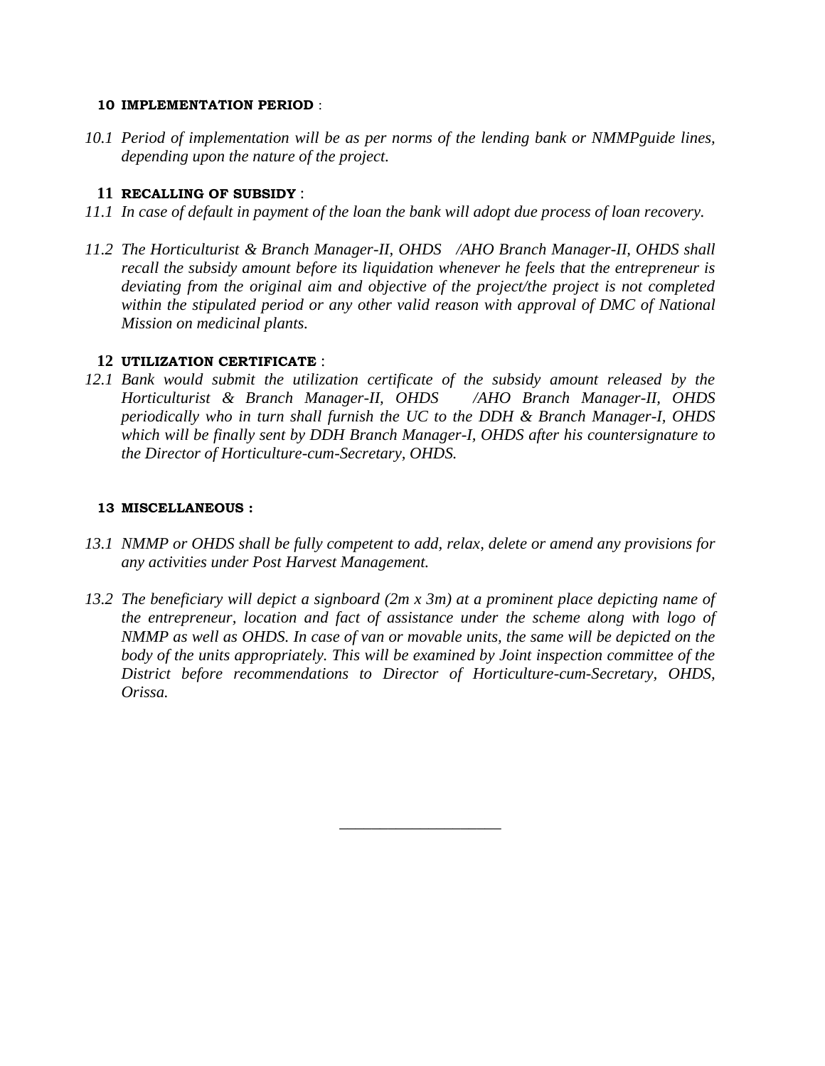**10 IMPLEMENTATION PERIOD** :

*10.1 Period of implementation will be as per norms of the lending bank or NMMPguide lines, depending upon the nature of the project.*

**11 RECALLING OF SUBSIDY** :

*11.1 In case of default in payment of the loan the bank will adopt due process of loan recovery.*

*11.2 The Horticulturist & Branch Manager-II, OHDS /AHO Branch Manager-II, OHDS shall recall the subsidy amount before its liquidation whenever he feels that the entrepreneur is deviating from the original aim and objective of the project/the project is not completed within the stipulated period or any other valid reason with approval of DMC of National Mission on medicinal plants.*

**12 UTILIZATION CERTIFICATE** :

*12.1 Bank would submit the utilization certificate of the subsidy amount released by the Horticulturist & Branch Manager-II, OHDS /AHO Branch Manager-II, OHDS periodically who in turn shall furnish the UC to the DDH & Branch Manager-I, OHDS which will be finally sent by DDH Branch Manager-I, OHDS after his countersignature to the Director of Horticulture-cum-Secretary, OHDS.*

**13 MISCELLANEOUS :**

*13.1 NMMP or OHDS shall be fully competent to add, relax, delete or amend any provisions for any activities under Post Harvest Management.*

*13.2 The beneficiary will depict a signboard (2m x 3m) at a prominent place depicting name of the entrepreneur, location and fact of assistance under the scheme along with logo of NMMP as well as OHDS. In case of van or movable units, the same will be depicted on the body of the units appropriately. This will be examined by Joint inspection committee of the District before recommendations to Director of Horticulture-cum-Secretary, OHDS, Orissa.*

---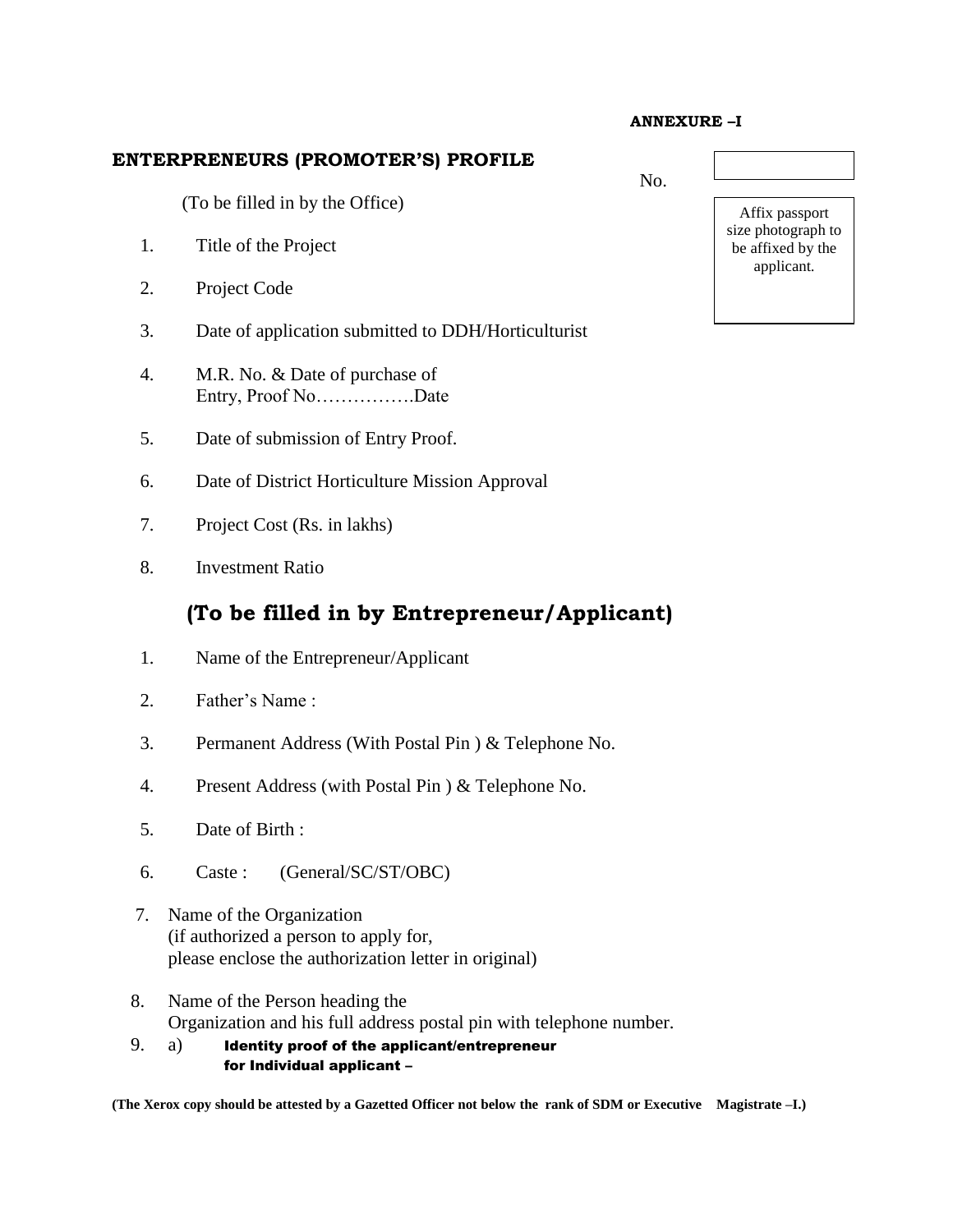**ANNEXURE –I**

## ENTERPRENEURS (PROMOTER'S) PROFILE

No.

Affix passport size photograph to be affixed by the applicant.

(To be filled in by the Office)

1. Title of the Project
2. Project Code
3. Date of application submitted to DDH/Horticulturist
4. M.R. No. & Date of purchase of Entry, Proof No…………….Date
5. Date of submission of Entry Proof.
6. Date of District Horticulture Mission Approval
7. Project Cost (Rs. in lakhs)
8. Investment Ratio

## (To be filled in by Entrepreneur/Applicant)

1. Name of the Entrepreneur/Applicant
2. Father's Name :
3. Permanent Address (With Postal Pin ) & Telephone No.
4. Present Address (with Postal Pin ) & Telephone No.
5. Date of Birth :
6. Caste : (General/SC/ST/OBC)
7. Name of the Organization
   (if authorized a person to apply for,
   please enclose the authorization letter in original)
8. Name of the Person heading the
   Organization and his full address postal pin with telephone number.
9. a) **Identity proof of the applicant/entrepreneur for Individual applicant –**

**(The Xerox copy should be attested by a Gazetted Officer not below the rank of SDM or Executive Magistrate –I.)**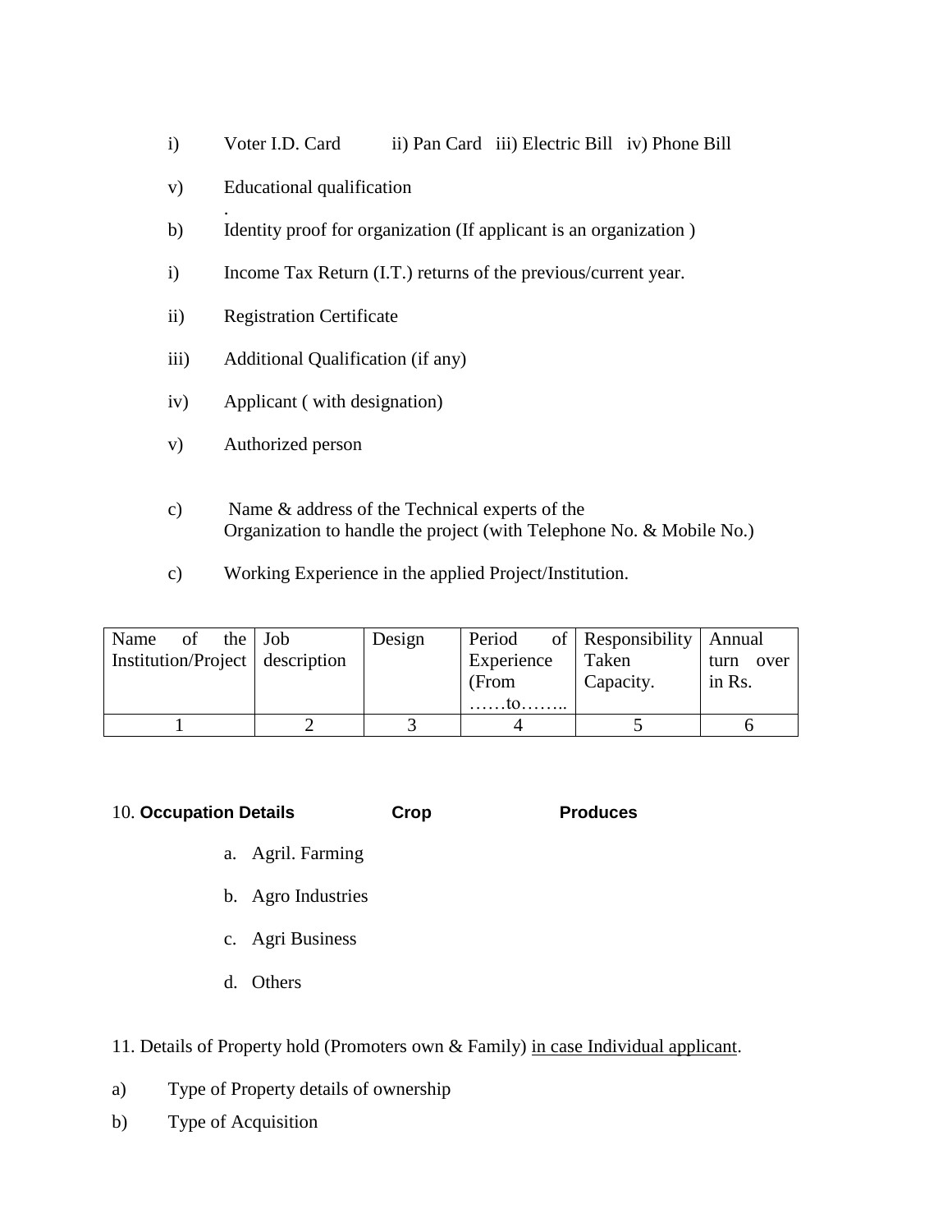i) Voter I.D. Card ii) Pan Card iii) Electric Bill iv) Phone Bill

v) Educational qualification

.

b) Identity proof for organization (If applicant is an organization )

i) Income Tax Return (I.T.) returns of the previous/current year.

ii) Registration Certificate

iii) Additional Qualification (if any)

iv) Applicant ( with designation)

v) Authorized person

c) Name & address of the Technical experts of the Organization to handle the project (with Telephone No. & Mobile No.)

c) Working Experience in the applied Project/Institution.

| Name of the Institution/Project | Job description | Design | Period of Experience (From ……to…….. | Responsibility Taken Capacity. | Annual turn over in Rs. |
|---|---|---|---|---|---|
| 1 | 2 | 3 | 4 | 5 | 6 |

10. **Occupation Details** **Crop** **Produces**

a. Agril. Farming

b. Agro Industries

c. Agri Business

d. Others

11. Details of Property hold (Promoters own & Family) in case Individual applicant.

a) Type of Property details of ownership

b) Type of Acquisition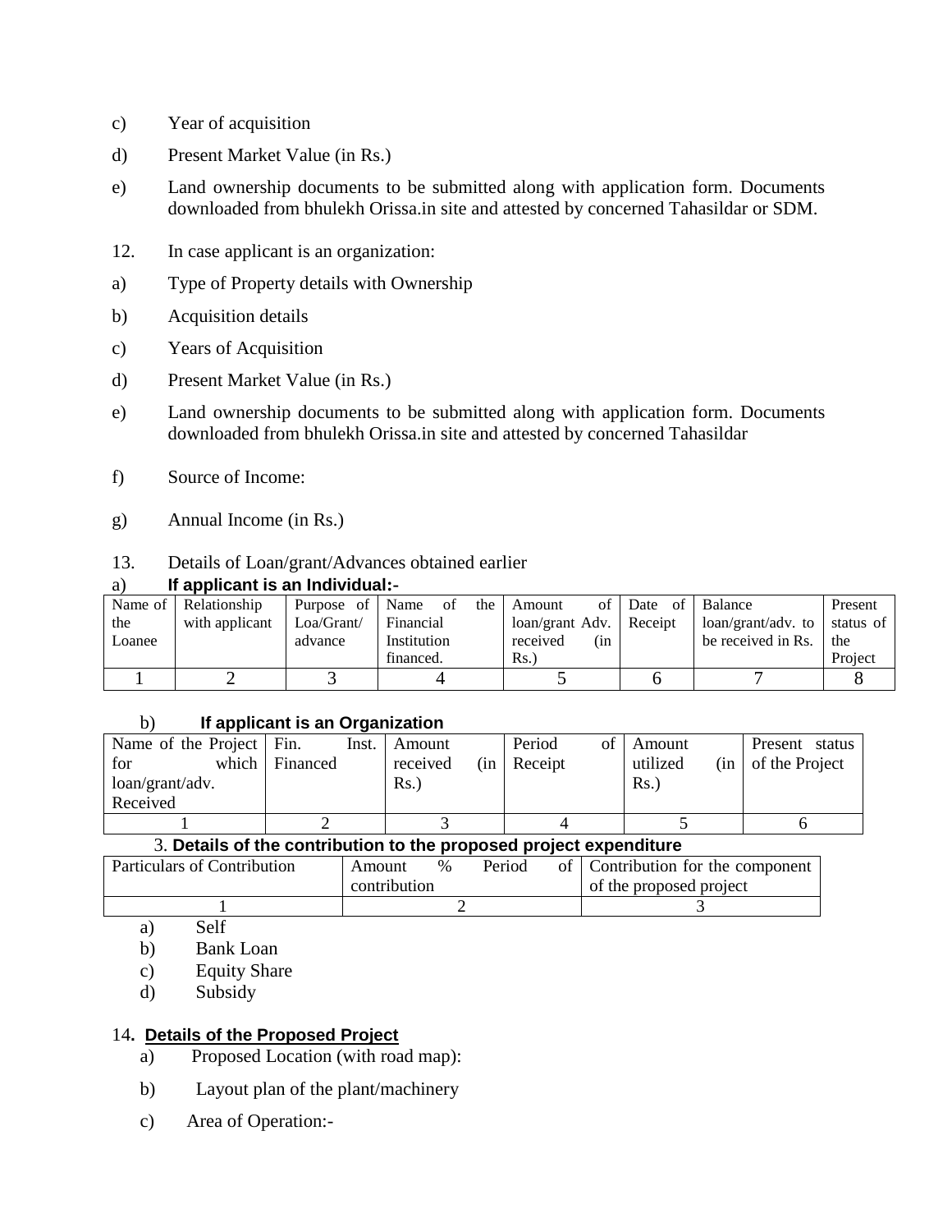c) Year of acquisition

d) Present Market Value (in Rs.)

e) Land ownership documents to be submitted along with application form. Documents downloaded from bhulekh Orissa.in site and attested by concerned Tahasildar or SDM.

12. In case applicant is an organization:

a) Type of Property details with Ownership

b) Acquisition details

c) Years of Acquisition

d) Present Market Value (in Rs.)

e) Land ownership documents to be submitted along with application form. Documents downloaded from bhulekh Orissa.in site and attested by concerned Tahasildar

f) Source of Income:

g) Annual Income (in Rs.)

13. Details of Loan/grant/Advances obtained earlier

a) **If applicant is an Individual:-**

| Name of the Loanee | Relationship with applicant | Purpose of Loa/Grant/ advance | Name of the Financial Institution financed. | Amount of loan/grant Adv. received (in Rs.) | Date of Receipt | Balance loan/grant/adv. to be received in Rs. | Present status of the Project |
|---|---|---|---|---|---|---|---|
| 1 | 2 | 3 | 4 | 5 | 6 | 7 | 8 |

b) **If applicant is an Organization**

| Name of the Project for which loan/grant/adv. Received | Fin. Inst. Financed | Amount received (in Rs.) | Period of Receipt | Amount utilized (in Rs.) | Present status of the Project |
|---|---|---|---|---|---|
| 1 | 2 | 3 | 4 | 5 | 6 |

3. **Details of the contribution to the proposed project expenditure**

| Particulars of Contribution | Amount % Period of contribution | Contribution for the component of the proposed project |
|---|---|---|
| 1 | 2 | 3 |

a) Self
b) Bank Loan
c) Equity Share
d) Subsidy

14**. Details of the Proposed Project**

a) Proposed Location (with road map):

b) Layout plan of the plant/machinery

c) Area of Operation:-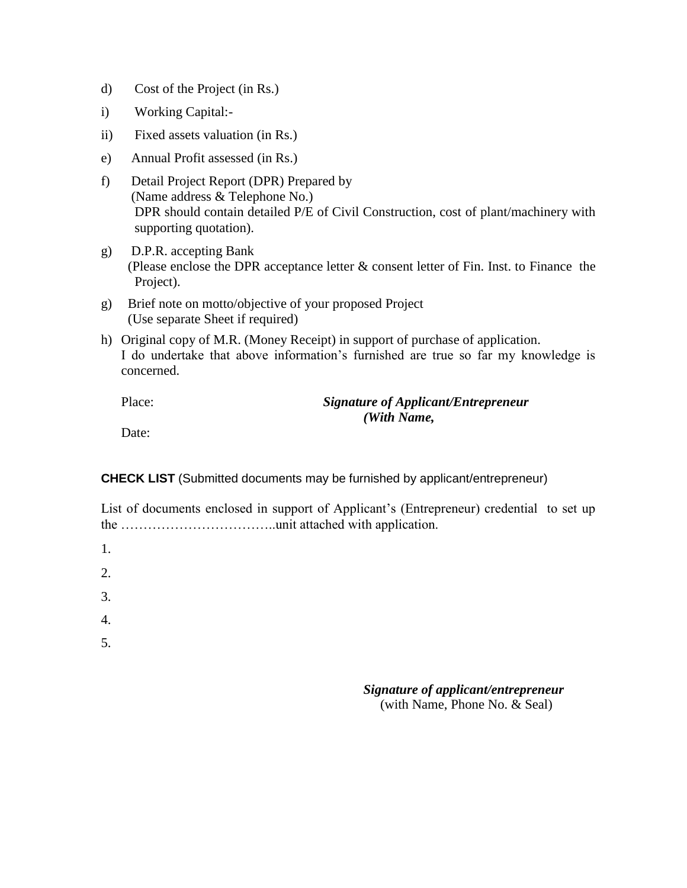d) Cost of the Project (in Rs.)

i) Working Capital:-

ii) Fixed assets valuation (in Rs.)

e) Annual Profit assessed (in Rs.)

f) Detail Project Report (DPR) Prepared by
(Name address & Telephone No.)
DPR should contain detailed P/E of Civil Construction, cost of plant/machinery with supporting quotation).

g) D.P.R. accepting Bank
(Please enclose the DPR acceptance letter & consent letter of Fin. Inst. to Finance the Project).

g) Brief note on motto/objective of your proposed Project
(Use separate Sheet if required)

h) Original copy of M.R. (Money Receipt) in support of purchase of application.
I do undertake that above information's furnished are true so far my knowledge is concerned.

Place: ***Signature of Applicant/Entrepreneur***
***(With Name,***

Date:

**CHECK LIST** (Submitted documents may be furnished by applicant/entrepreneur)

List of documents enclosed in support of Applicant's (Entrepreneur) credential to set up the ……………………………..unit attached with application.

1.

2.

3.

4.

5.

***Signature of applicant/entrepreneur***
(with Name, Phone No. & Seal)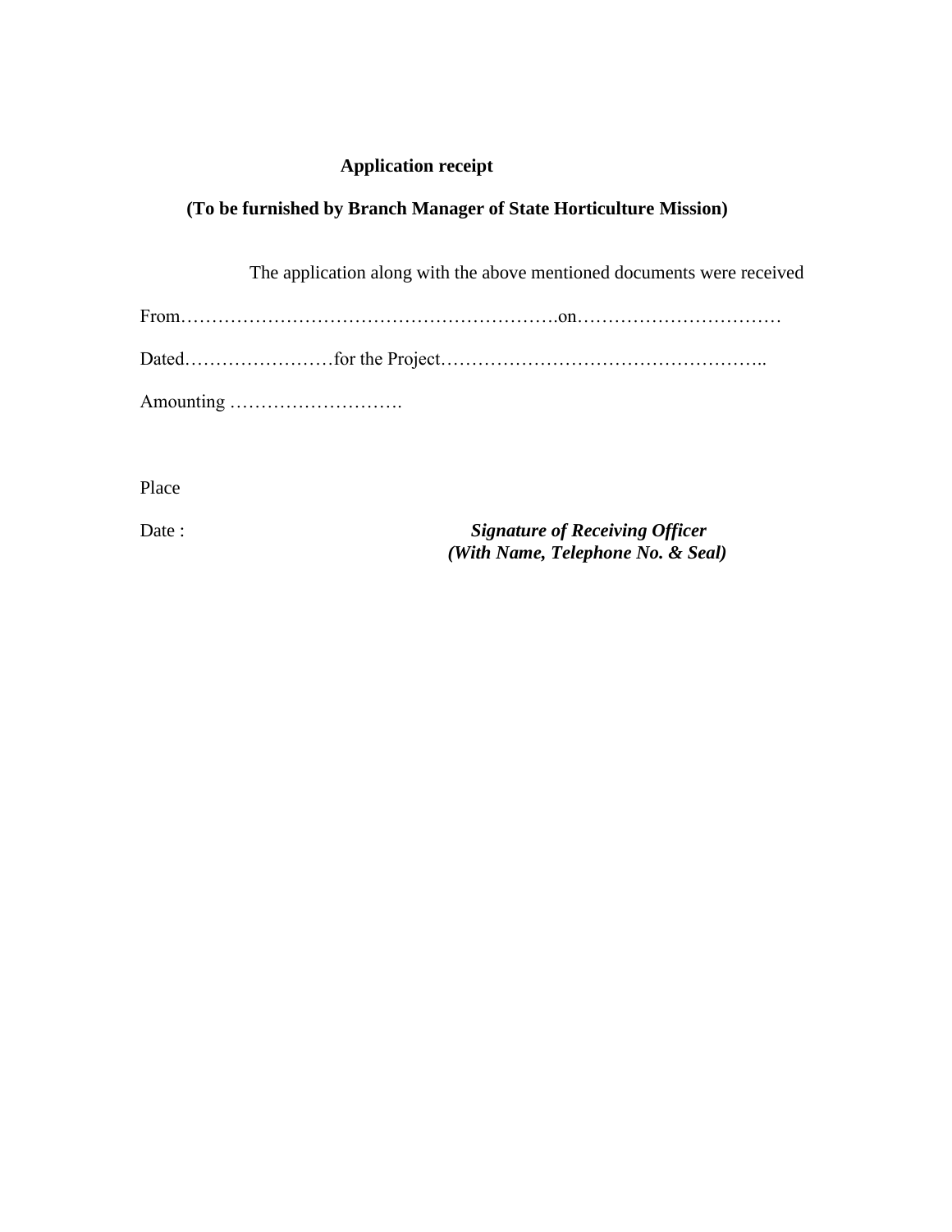**Application receipt**

**(To be furnished by Branch Manager of State Horticulture Mission)**

The application along with the above mentioned documents were received

From……………………………………………………….on……………………………

Dated……………………for the Project……………………………………………..

Amounting ……………………….

Place

Date :

***Signature of Receiving Officer***
***(With Name, Telephone No. & Seal)***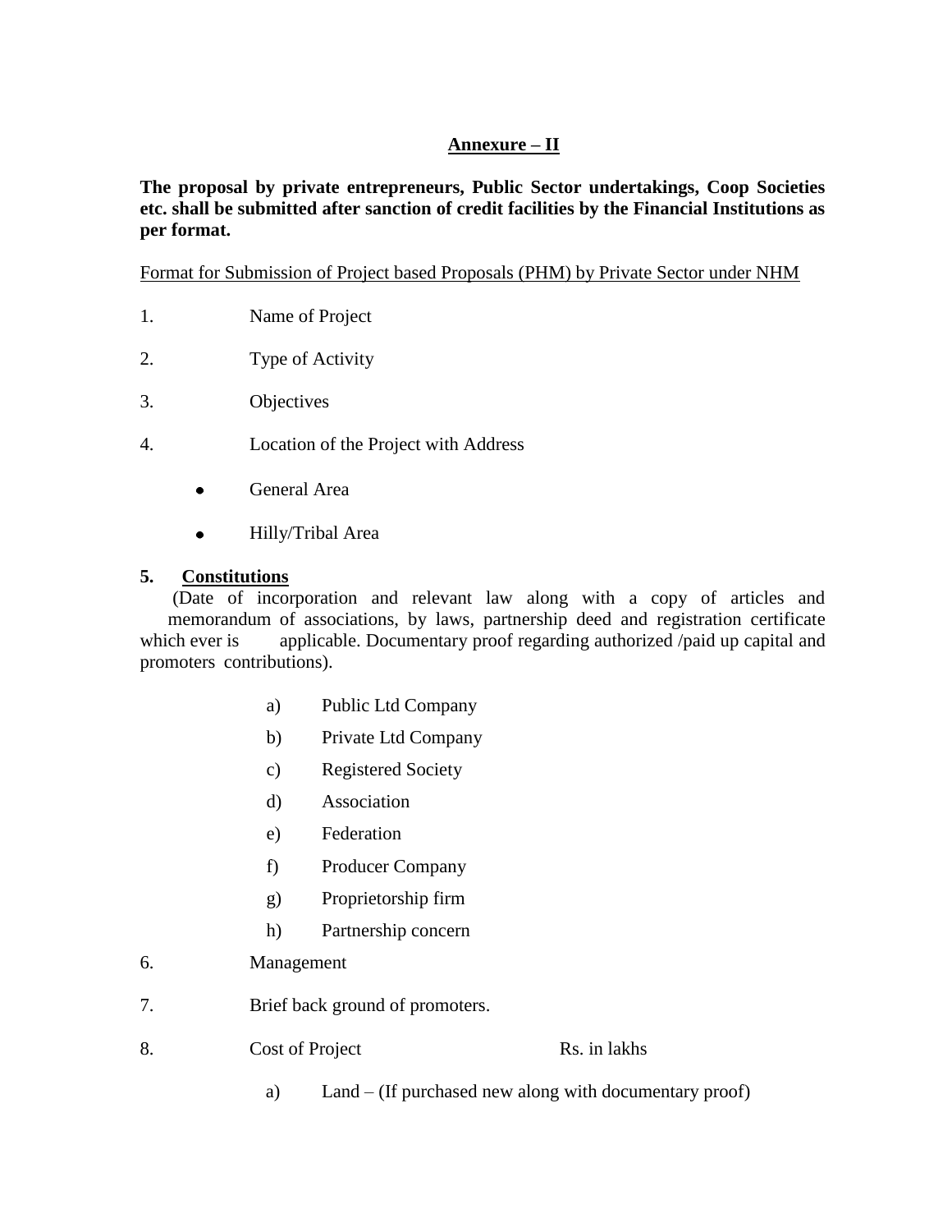## Annexure – II

**The proposal by private entrepreneurs, Public Sector undertakings, Coop Societies etc. shall be submitted after sanction of credit facilities by the Financial Institutions as per format.**

Format for Submission of Project based Proposals (PHM) by Private Sector under NHM

1. Name of Project
2. Type of Activity
3. Objectives
4. Location of the Project with Address
   - General Area
   - Hilly/Tribal Area

**5. Constitutions**

(Date of incorporation and relevant law along with a copy of articles and memorandum of associations, by laws, partnership deed and registration certificate which ever is applicable. Documentary proof regarding authorized /paid up capital and promoters contributions).

a) Public Ltd Company

b) Private Ltd Company

c) Registered Society

d) Association

e) Federation

f) Producer Company

g) Proprietorship firm

h) Partnership concern

6. Management
7. Brief back ground of promoters.
8. Cost of Project Rs. in lakhs

   a) Land – (If purchased new along with documentary proof)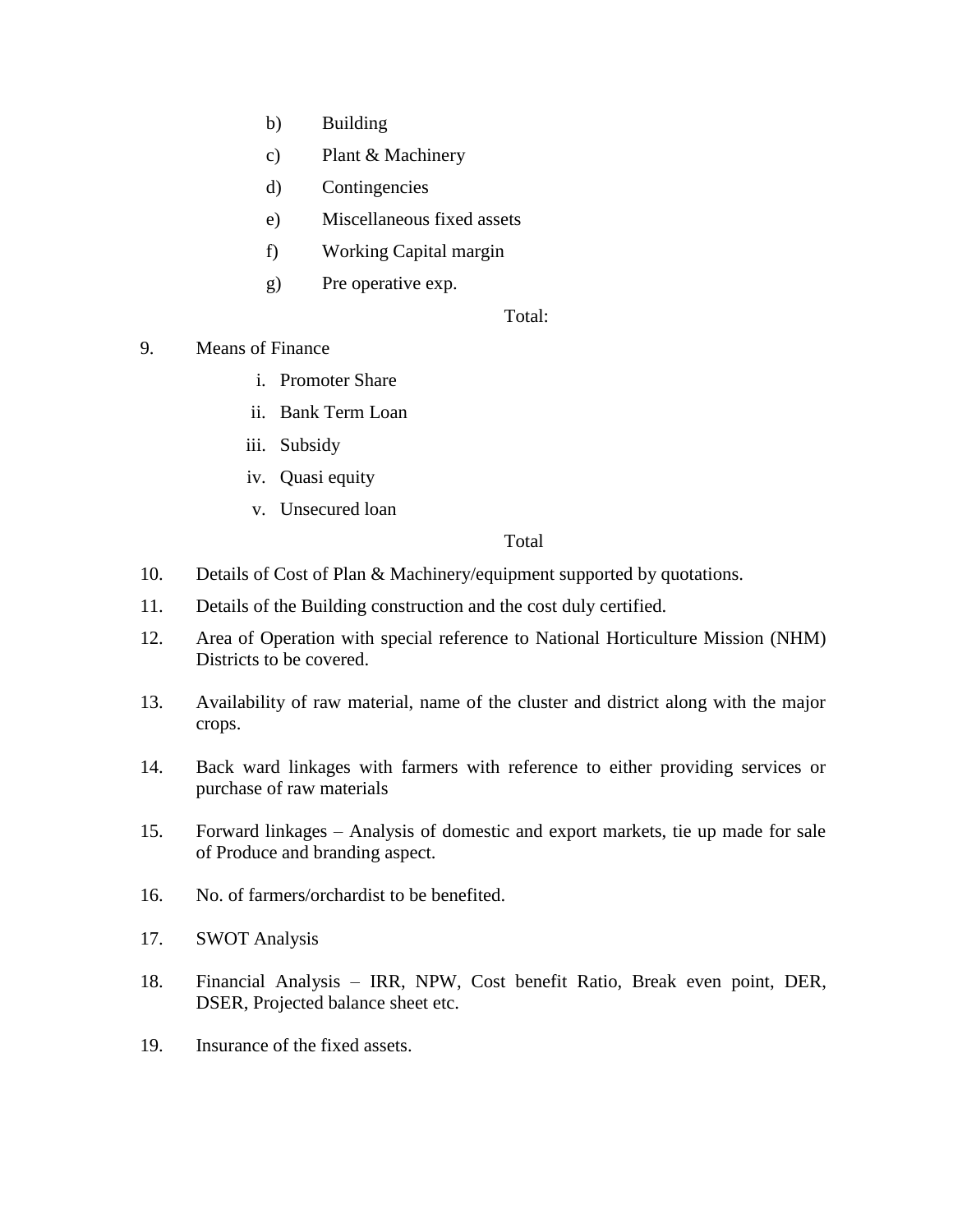b) Building

c) Plant & Machinery

d) Contingencies

e) Miscellaneous fixed assets

f) Working Capital margin

g) Pre operative exp.

Total:

9. Means of Finance

   i. Promoter Share
   ii. Bank Term Loan
   iii. Subsidy
   iv. Quasi equity
   v. Unsecured loan

   Total

10. Details of Cost of Plan & Machinery/equipment supported by quotations.

11. Details of the Building construction and the cost duly certified.

12. Area of Operation with special reference to National Horticulture Mission (NHM) Districts to be covered.

13. Availability of raw material, name of the cluster and district along with the major crops.

14. Back ward linkages with farmers with reference to either providing services or purchase of raw materials

15. Forward linkages – Analysis of domestic and export markets, tie up made for sale of Produce and branding aspect.

16. No. of farmers/orchardist to be benefited.

17. SWOT Analysis

18. Financial Analysis – IRR, NPW, Cost benefit Ratio, Break even point, DER, DSER, Projected balance sheet etc.

19. Insurance of the fixed assets.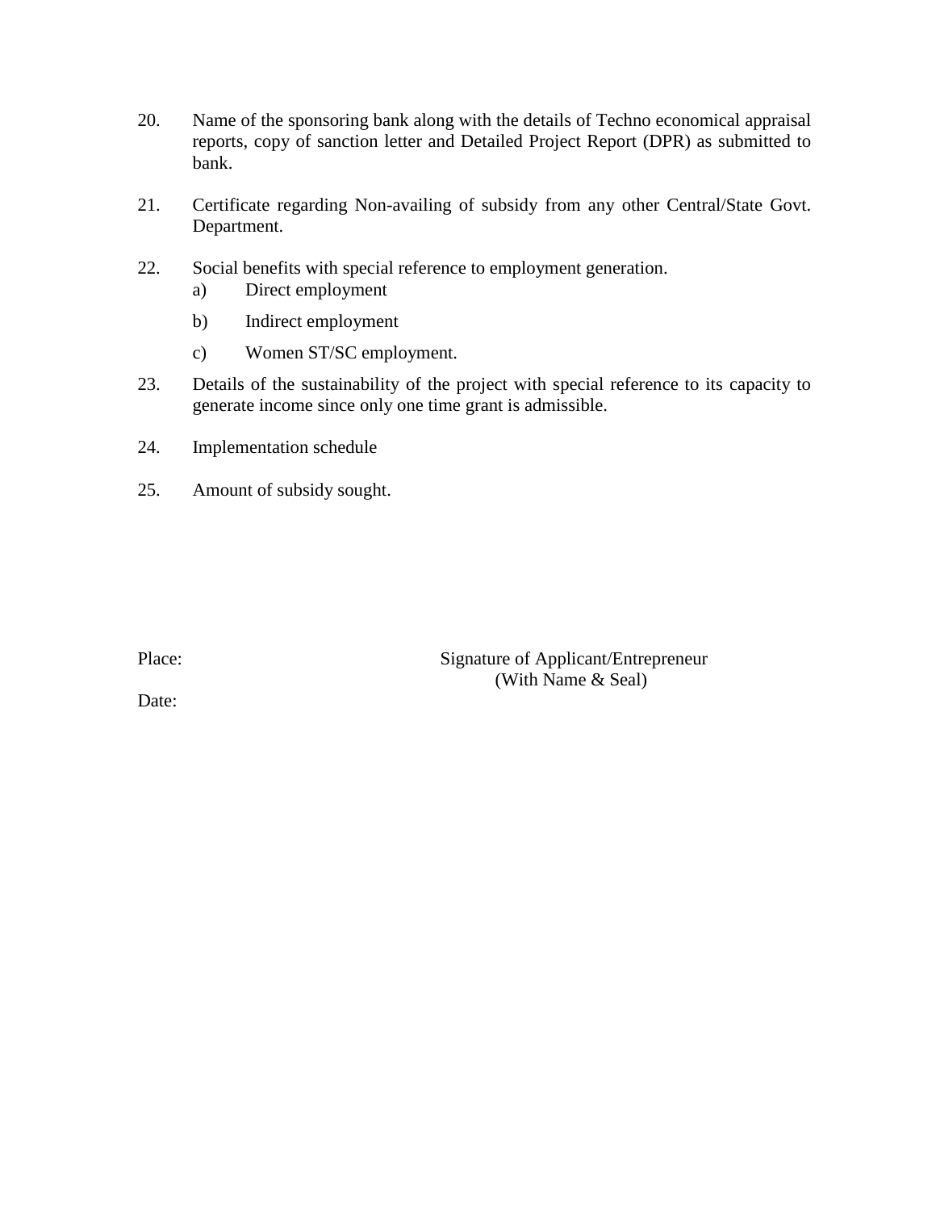20. Name of the sponsoring bank along with the details of Techno economical appraisal reports, copy of sanction letter and Detailed Project Report (DPR) as submitted to bank.

21. Certificate regarding Non-availing of subsidy from any other Central/State Govt. Department.

22. Social benefits with special reference to employment generation.
    a) Direct employment
    b) Indirect employment
    c) Women ST/SC employment.

23. Details of the sustainability of the project with special reference to its capacity to generate income since only one time grant is admissible.

24. Implementation schedule

25. Amount of subsidy sought.

Place:

Signature of Applicant/Entrepreneur
(With Name & Seal)

Date: